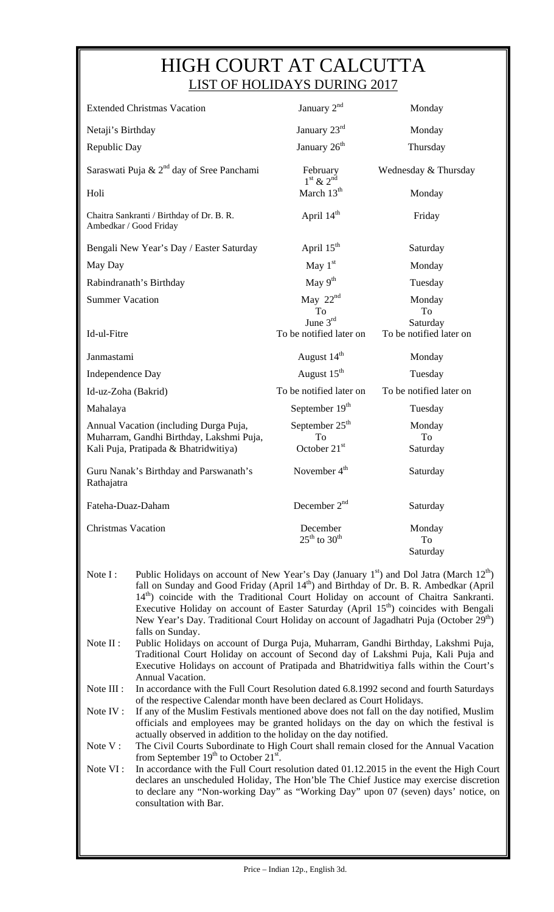# HIGH COURT AT CALCUTTA

## LIST OF HOLIDAYS DURING 2017

| Holiday | Date | Day |
|---|---|---|
| Extended Christmas Vacation | January 2nd | Monday |
| Netaji's Birthday | January 23rd | Monday |
| Republic Day | January 26th | Thursday |
| Saraswati Puja & 2nd day of Sree Panchami | February 1st & 2nd | Wednesday & Thursday |
| Holi | March 13th | Monday |
| Chaitra Sankranti / Birthday of Dr. B. R. Ambedkar / Good Friday | April 14th | Friday |
| Bengali New Year's Day / Easter Saturday | April 15th | Saturday |
| May Day | May 1st | Monday |
| Rabindranath's Birthday | May 9th | Tuesday |
| Summer Vacation | May 22nd To June 3rd | Monday To Saturday |
| Id-ul-Fitre | To be notified later on | To be notified later on |
| Janmastami | August 14th | Monday |
| Independence Day | August 15th | Tuesday |
| Id-uz-Zoha (Bakrid) | To be notified later on | To be notified later on |
| Mahalaya | September 19th | Tuesday |
| Annual Vacation (including Durga Puja, Muharram, Gandhi Birthday, Lakshmi Puja, Kali Puja, Pratipada & Bhatridwitiya) | September 25th To October 21st | Monday To Saturday |
| Guru Nanak's Birthday and Parswanath's Rathajatra | November 4th | Saturday |
| Fateha-Duaz-Daham | December 2nd | Saturday |
| Christmas Vacation | December 25th to 30th | Monday To Saturday |

Note I : Public Holidays on account of New Year's Day (January 1st) and Dol Jatra (March 12th) fall on Sunday and Good Friday (April 14th) and Birthday of Dr. B. R. Ambedkar (April 14th) coincide with the Traditional Court Holiday on account of Chaitra Sankranti. Executive Holiday on account of Easter Saturday (April 15th) coincides with Bengali New Year's Day. Traditional Court Holiday on account of Jagadhatri Puja (October 29th) falls on Sunday.

Note II : Public Holidays on account of Durga Puja, Muharram, Gandhi Birthday, Lakshmi Puja, Traditional Court Holiday on account of Second day of Lakshmi Puja, Kali Puja and Executive Holidays on account of Pratipada and Bhatridwitiya falls within the Court's Annual Vacation.

Note III : In accordance with the Full Court Resolution dated 6.8.1992 second and fourth Saturdays of the respective Calendar month have been declared as Court Holidays.

Note IV : If any of the Muslim Festivals mentioned above does not fall on the day notified, Muslim officials and employees may be granted holidays on the day on which the festival is actually observed in addition to the holiday on the day notified.

Note V : The Civil Courts Subordinate to High Court shall remain closed for the Annual Vacation from September 19th to October 21st.

Note VI : In accordance with the Full Court resolution dated 01.12.2015 in the event the High Court declares an unscheduled Holiday, The Hon'ble The Chief Justice may exercise discretion to declare any "Non-working Day" as "Working Day" upon 07 (seven) days' notice, on consultation with Bar.

Price – Indian 12p., English 3d.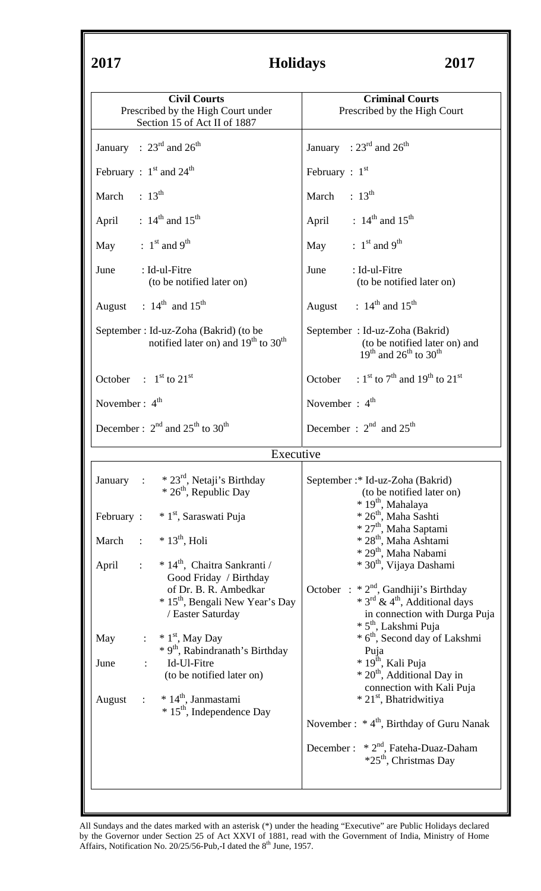# 2017 Holidays 2017

| **Civil Courts**<br>Prescribed by the High Court under Section 15 of Act II of 1887 | **Criminal Courts**<br>Prescribed by the High Court |
|---|---|
| January : 23rd and 26th | January : 23rd and 26th |
| February : 1st and 24th | February : 1st |
| March : 13th | March : 13th |
| April : 14th and 15th | April : 14th and 15th |
| May : 1st and 9th | May : 1st and 9th |
| June : Id-ul-Fitre (to be notified later on) | June : Id-ul-Fitre (to be notified later on) |
| August : 14th and 15th | August : 14th and 15th |
| September : Id-uz-Zoha (Bakrid) (to be notified later on) and 19th to 30th | September : Id-uz-Zoha (Bakrid) (to be notified later on) and 19th and 26th to 30th |
| October : 1st to 21st | October : 1st to 7th and 19th to 21st |
| November : 4th | November : 4th |
| December : 2nd and 25th to 30th | December : 2nd and 25th |

## Executive

January : * 23rd, Netaji's Birthday
* 26th, Republic Day

February : * 1st, Saraswati Puja

March : * 13th, Holi

April : * 14th, Chaitra Sankranti / Good Friday / Birthday of Dr. B. R. Ambedkar
* 15th, Bengali New Year's Day / Easter Saturday

May : * 1st, May Day
* 9th, Rabindranath's Birthday

June : Id-Ul-Fitre (to be notified later on)

August : * 14th, Janmastami
* 15th, Independence Day

September :* Id-uz-Zoha (Bakrid) (to be notified later on)
* 19th, Mahalaya
* 26th, Maha Sashti
* 27th, Maha Saptami
* 28th, Maha Ashtami
* 29th, Maha Nabami
* 30th, Vijaya Dashami

October : * 2nd, Gandhiji's Birthday
* 3rd & 4th, Additional days in connection with Durga Puja
* 5th, Lakshmi Puja
* 6th, Second day of Lakshmi Puja
* 19th, Kali Puja
* 20th, Additional Day in connection with Kali Puja
* 21st, Bhatridwitiya

November : * 4th, Birthday of Guru Nanak

December : * 2nd, Fateha-Duaz-Daham
*25th, Christmas Day

All Sundays and the dates marked with an asterisk (*) under the heading "Executive" are Public Holidays declared by the Governor under Section 25 of Act XXVI of 1881, read with the Government of India, Ministry of Home Affairs, Notification No. 20/25/56-Pub,-I dated the 8th June, 1957.